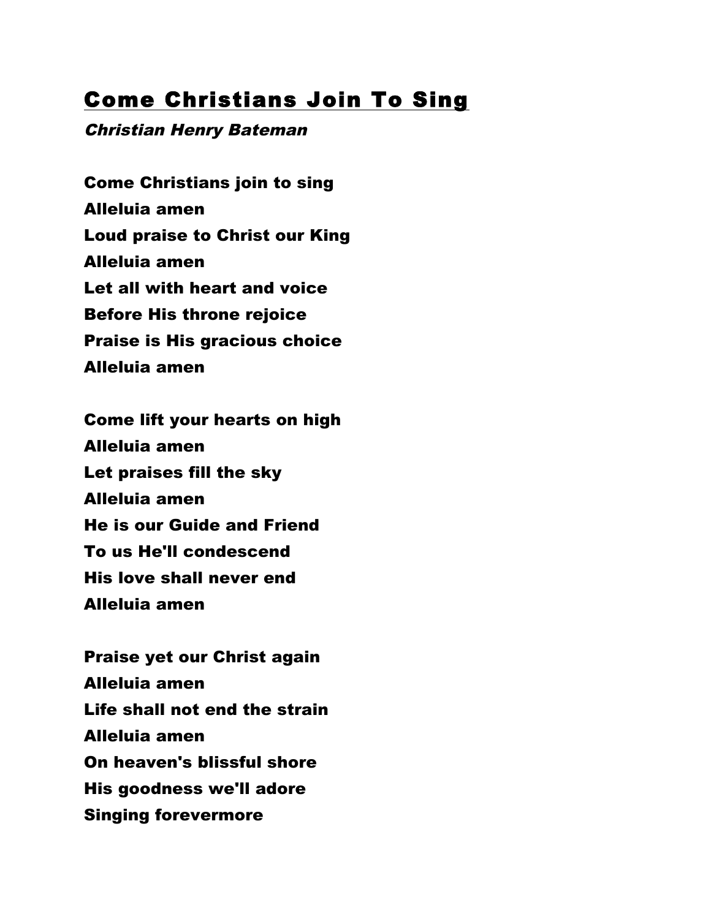# Come Christians Join To Sing

*Christian Henry Bateman*

**Come Christians join to sing**
**Alleluia amen**
**Loud praise to Christ our King**
**Alleluia amen**
**Let all with heart and voice**
**Before His throne rejoice**
**Praise is His gracious choice**
**Alleluia amen**

**Come lift your hearts on high**
**Alleluia amen**
**Let praises fill the sky**
**Alleluia amen**
**He is our Guide and Friend**
**To us He'll condescend**
**His love shall never end**
**Alleluia amen**

**Praise yet our Christ again**
**Alleluia amen**
**Life shall not end the strain**
**Alleluia amen**
**On heaven's blissful shore**
**His goodness we'll adore**
**Singing forevermore**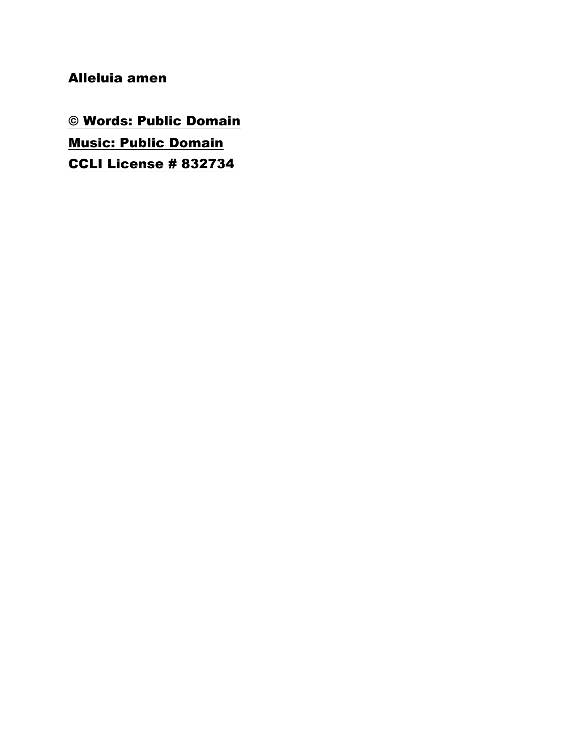**Alleluia amen**

**© Words: Public Domain**
**Music: Public Domain**
**CCLI License # 832734**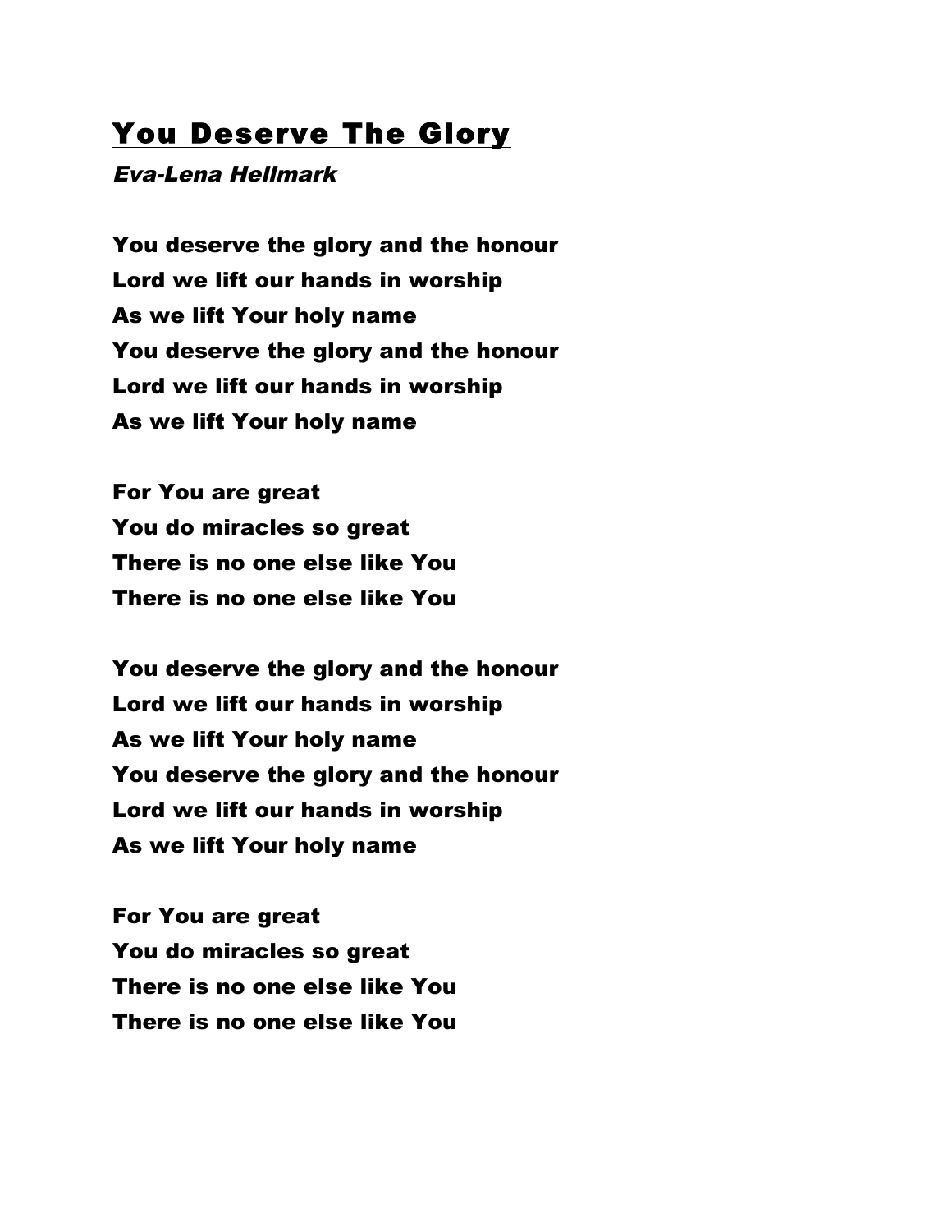# You Deserve The Glory

*Eva-Lena Hellmark*

**You deserve the glory and the honour**
**Lord we lift our hands in worship**
**As we lift Your holy name**
**You deserve the glory and the honour**
**Lord we lift our hands in worship**
**As we lift Your holy name**

**For You are great**
**You do miracles so great**
**There is no one else like You**
**There is no one else like You**

**You deserve the glory and the honour**
**Lord we lift our hands in worship**
**As we lift Your holy name**
**You deserve the glory and the honour**
**Lord we lift our hands in worship**
**As we lift Your holy name**

**For You are great**
**You do miracles so great**
**There is no one else like You**
**There is no one else like You**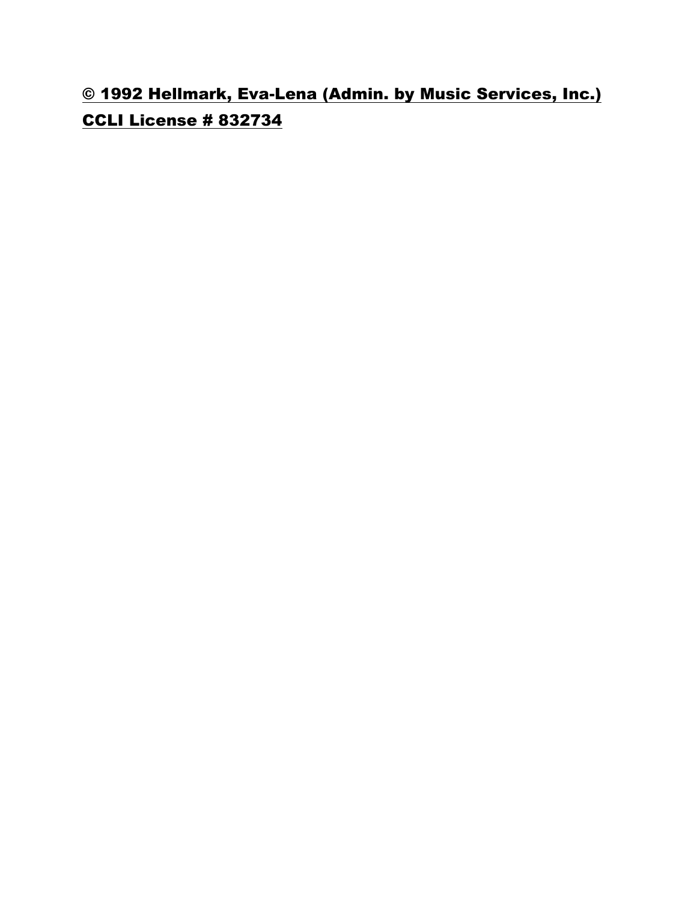<u>© 1992 Hellmark, Eva-Lena (Admin. by Music Services, Inc.)</u>

<u>CCLI License # 832734</u>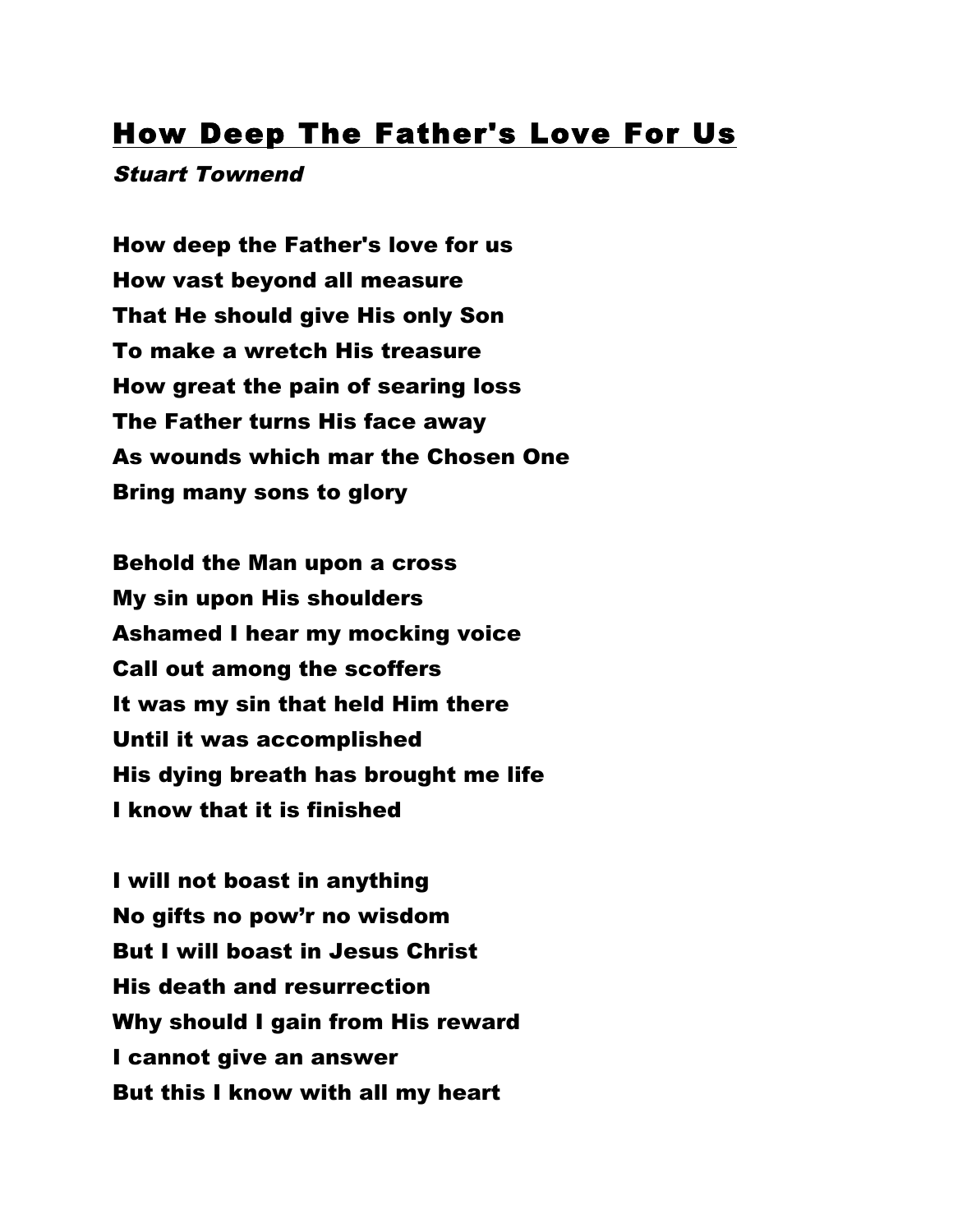# How Deep The Father's Love For Us

*Stuart Townend*

**How deep the Father's love for us**
**How vast beyond all measure**
**That He should give His only Son**
**To make a wretch His treasure**
**How great the pain of searing loss**
**The Father turns His face away**
**As wounds which mar the Chosen One**
**Bring many sons to glory**

**Behold the Man upon a cross**
**My sin upon His shoulders**
**Ashamed I hear my mocking voice**
**Call out among the scoffers**
**It was my sin that held Him there**
**Until it was accomplished**
**His dying breath has brought me life**
**I know that it is finished**

**I will not boast in anything**
**No gifts no pow'r no wisdom**
**But I will boast in Jesus Christ**
**His death and resurrection**
**Why should I gain from His reward**
**I cannot give an answer**
**But this I know with all my heart**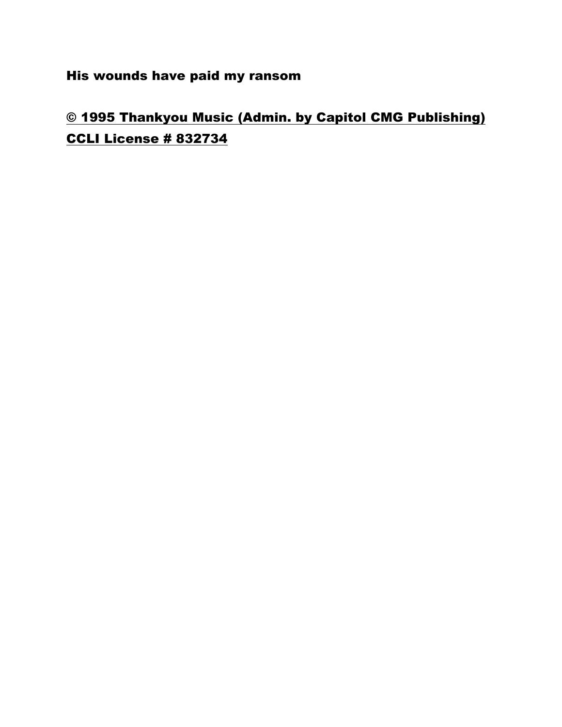His wounds have paid my ransom

<u>© 1995 Thankyou Music (Admin. by Capitol CMG Publishing)</u>
<u>CCLI License # 832734</u>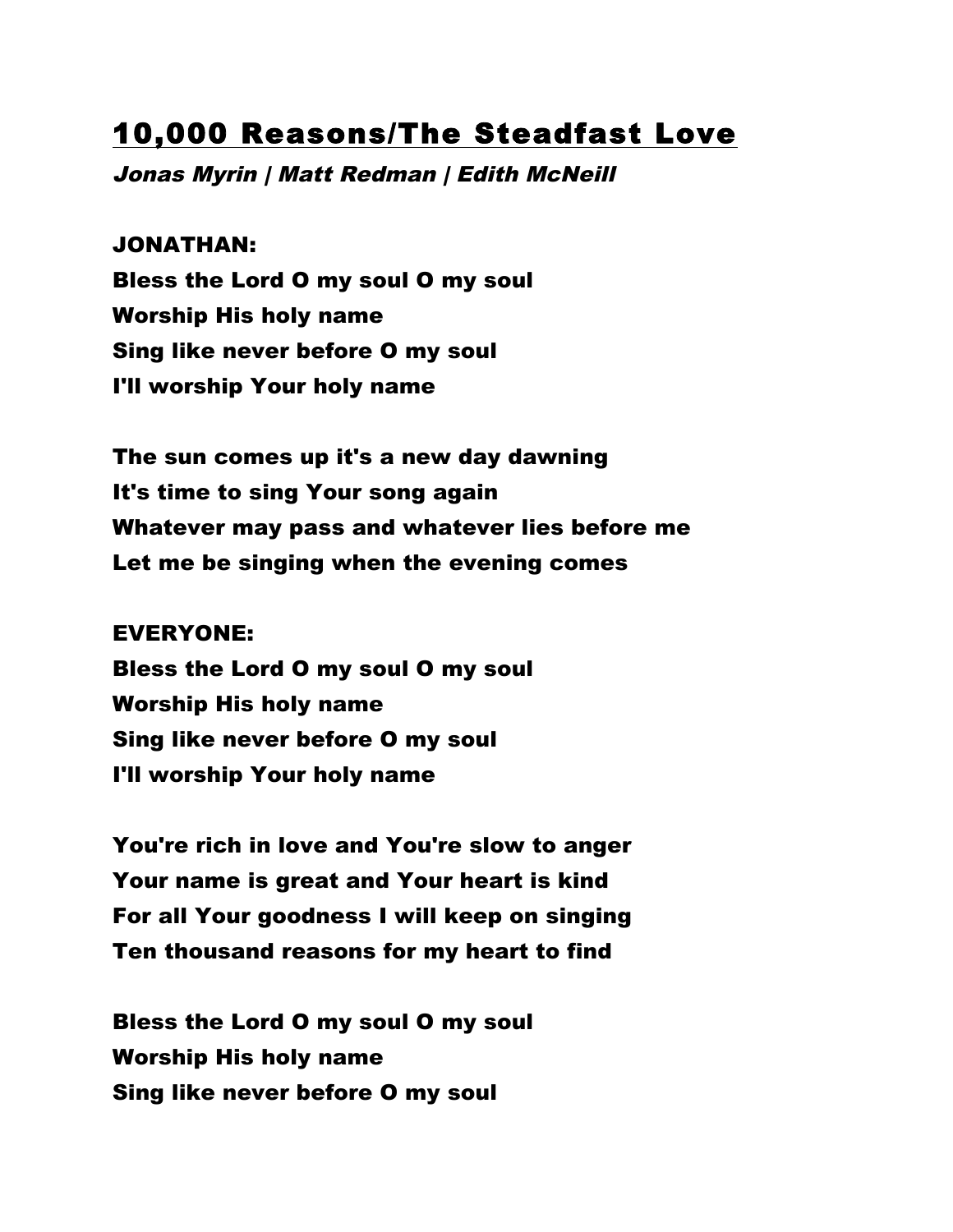## 10,000 Reasons/The Steadfast Love

*Jonas Myrin | Matt Redman | Edith McNeill*

**JONATHAN:**
**Bless the Lord O my soul O my soul**
**Worship His holy name**
**Sing like never before O my soul**
**I'll worship Your holy name**

**The sun comes up it's a new day dawning**
**It's time to sing Your song again**
**Whatever may pass and whatever lies before me**
**Let me be singing when the evening comes**

**EVERYONE:**
**Bless the Lord O my soul O my soul**
**Worship His holy name**
**Sing like never before O my soul**
**I'll worship Your holy name**

**You're rich in love and You're slow to anger**
**Your name is great and Your heart is kind**
**For all Your goodness I will keep on singing**
**Ten thousand reasons for my heart to find**

**Bless the Lord O my soul O my soul**
**Worship His holy name**
**Sing like never before O my soul**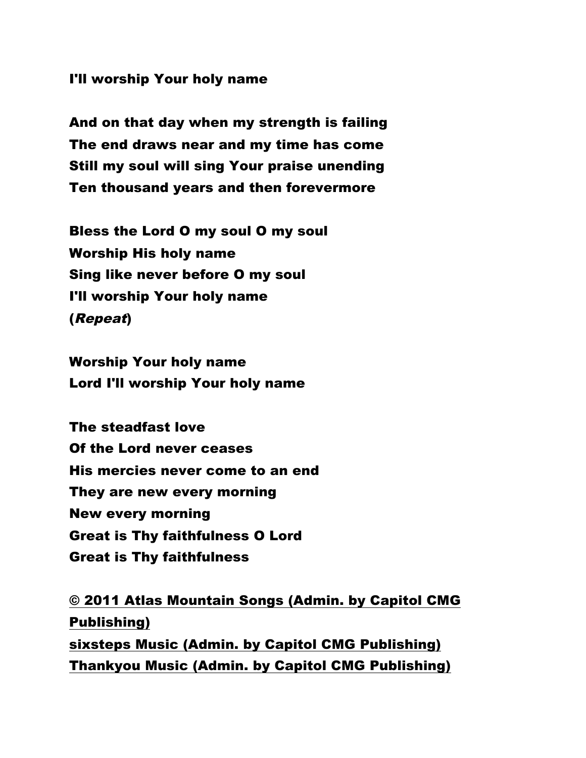I'll worship Your holy name

And on that day when my strength is failing
The end draws near and my time has come
Still my soul will sing Your praise unending
Ten thousand years and then forevermore

Bless the Lord O my soul O my soul
Worship His holy name
Sing like never before O my soul
I'll worship Your holy name
(*Repeat*)

Worship Your holy name
Lord I'll worship Your holy name

The steadfast love
Of the Lord never ceases
His mercies never come to an end
They are new every morning
New every morning
Great is Thy faithfulness O Lord
Great is Thy faithfulness

© 2011 Atlas Mountain Songs (Admin. by Capitol CMG Publishing)
sixsteps Music (Admin. by Capitol CMG Publishing)
Thankyou Music (Admin. by Capitol CMG Publishing)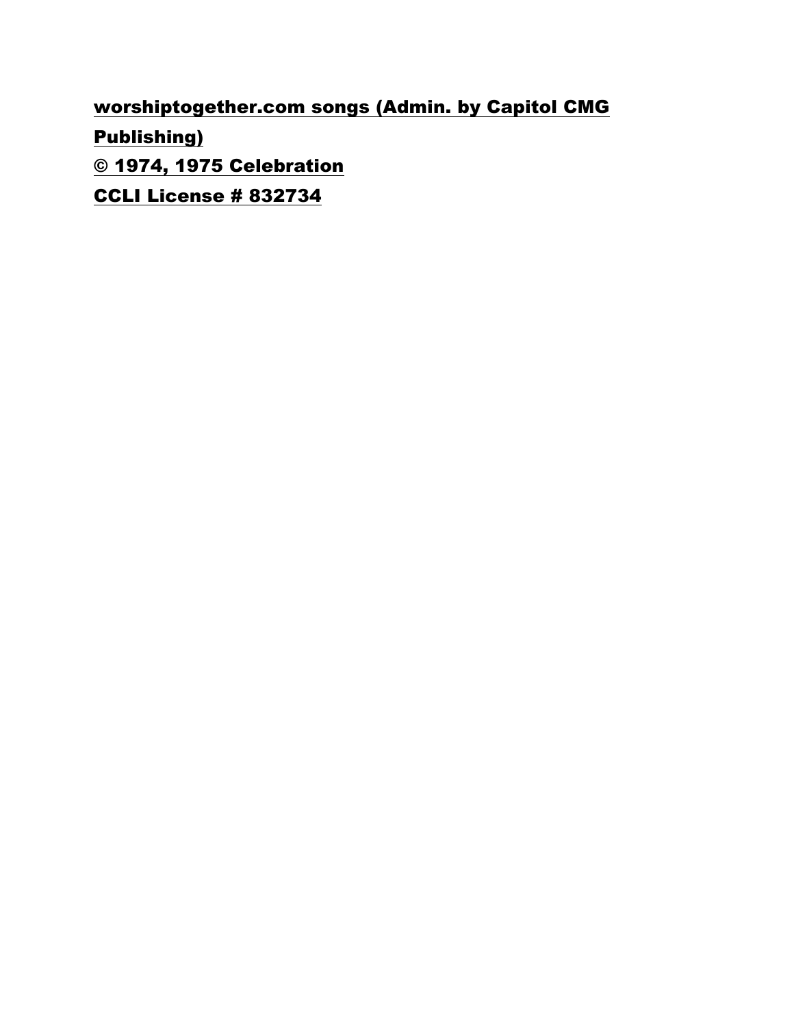worshiptogether.com songs (Admin. by Capitol CMG Publishing)

© 1974, 1975 Celebration

CCLI License # 832734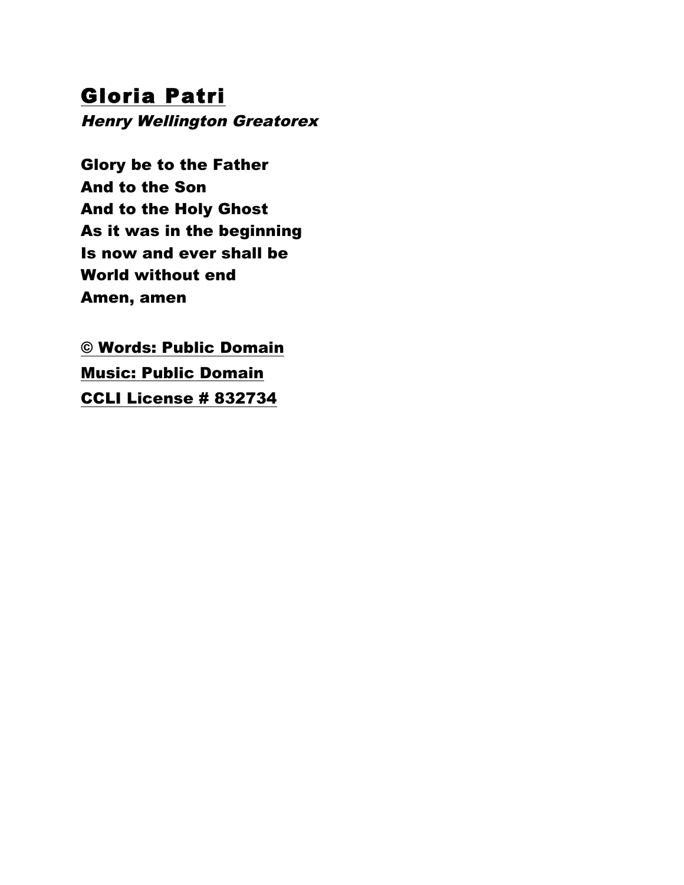# Gloria Patri

*Henry Wellington Greatorex*

**Glory be to the Father**
**And to the Son**
**And to the Holy Ghost**
**As it was in the beginning**
**Is now and ever shall be**
**World without end**
**Amen, amen**

**© Words: Public Domain**
**Music: Public Domain**
**CCLI License # 832734**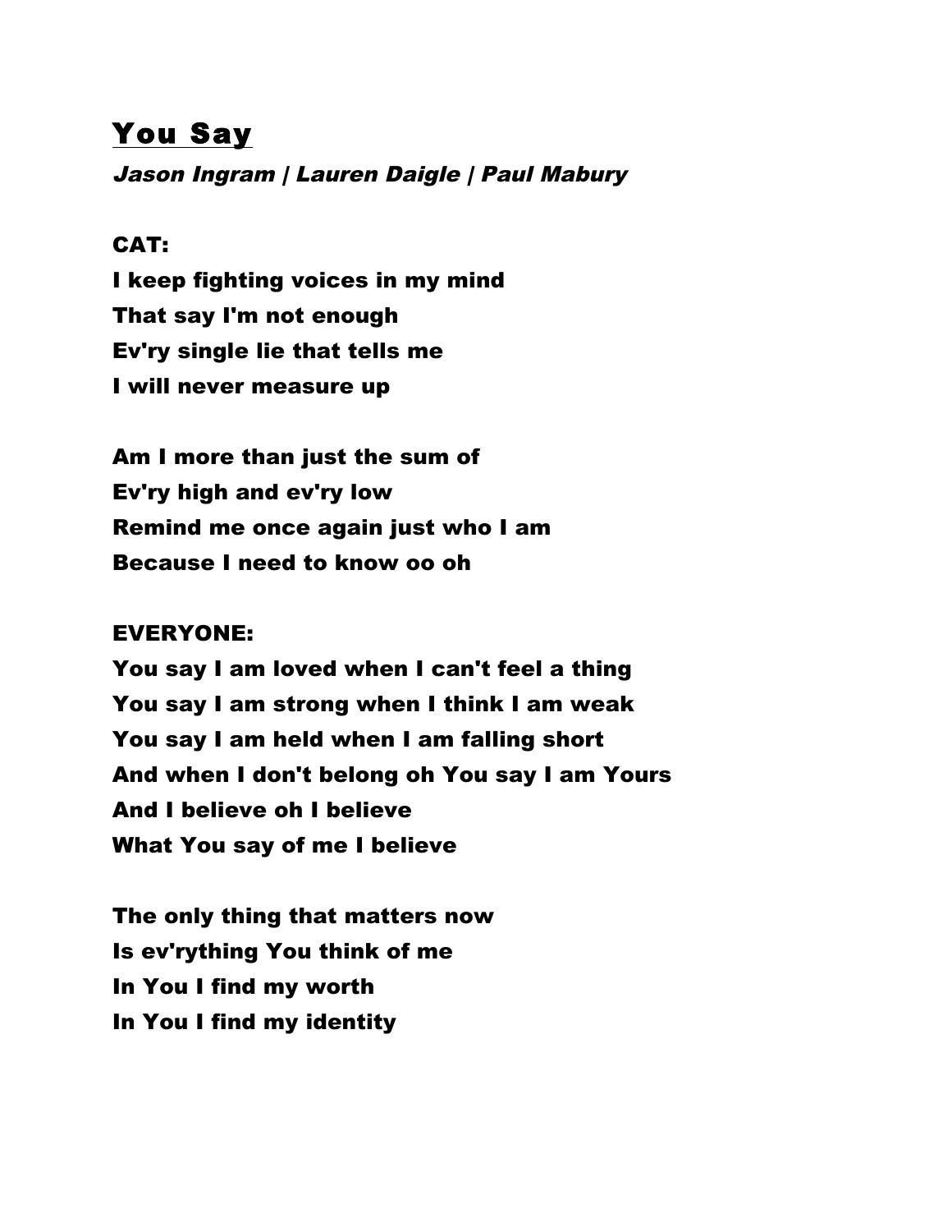# You Say

***Jason Ingram | Lauren Daigle | Paul Mabury***

**CAT:**

**I keep fighting voices in my mind**
**That say I'm not enough**
**Ev'ry single lie that tells me**
**I will never measure up**

**Am I more than just the sum of**
**Ev'ry high and ev'ry low**
**Remind me once again just who I am**
**Because I need to know oo oh**

**EVERYONE:**

**You say I am loved when I can't feel a thing**
**You say I am strong when I think I am weak**
**You say I am held when I am falling short**
**And when I don't belong oh You say I am Yours**
**And I believe oh I believe**
**What You say of me I believe**

**The only thing that matters now**
**Is ev'rything You think of me**
**In You I find my worth**
**In You I find my identity**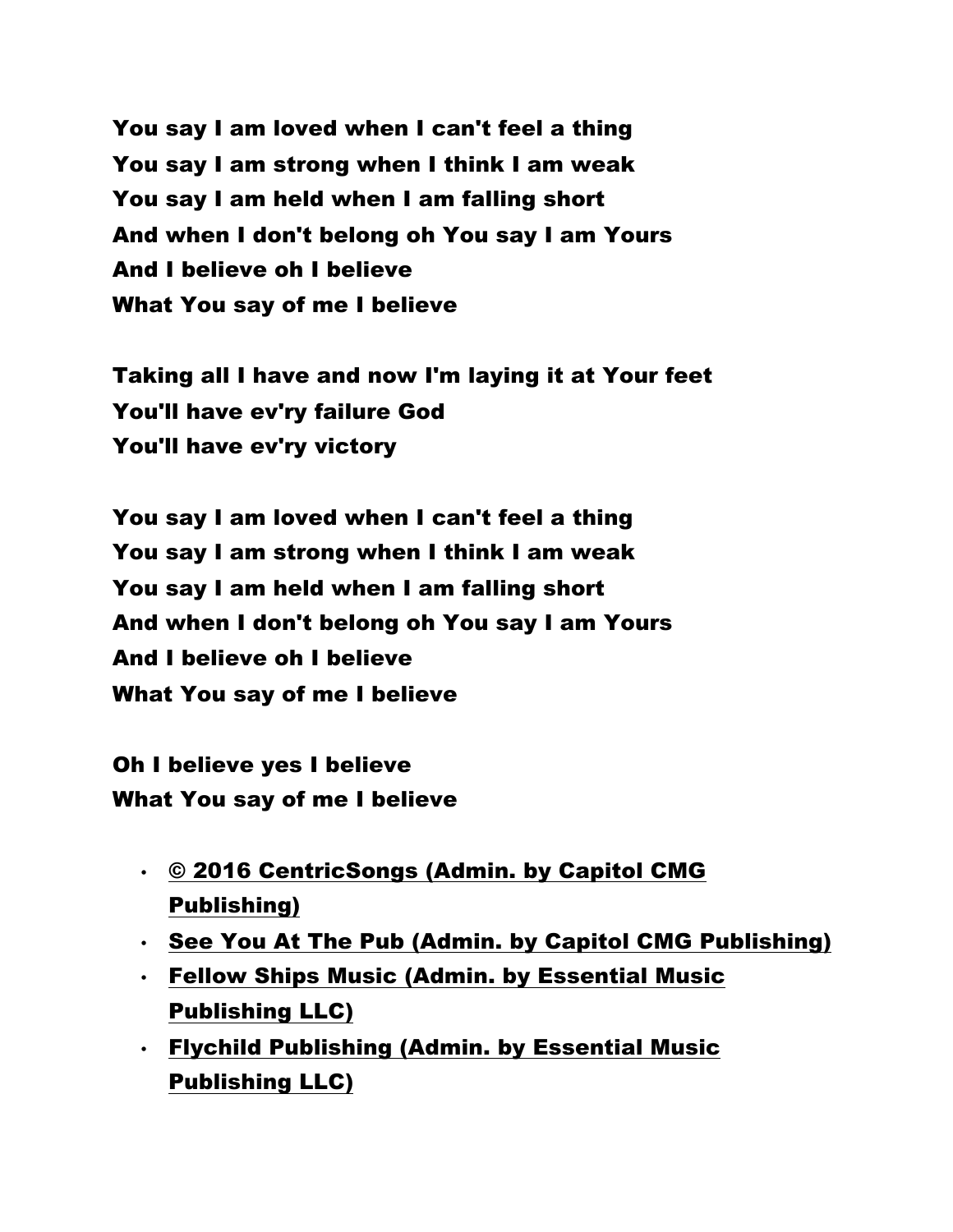**You say I am loved when I can't feel a thing**
**You say I am strong when I think I am weak**
**You say I am held when I am falling short**
**And when I don't belong oh You say I am Yours**
**And I believe oh I believe**
**What You say of me I believe**

**Taking all I have and now I'm laying it at Your feet**
**You'll have ev'ry failure God**
**You'll have ev'ry victory**

**You say I am loved when I can't feel a thing**
**You say I am strong when I think I am weak**
**You say I am held when I am falling short**
**And when I don't belong oh You say I am Yours**
**And I believe oh I believe**
**What You say of me I believe**

**Oh I believe yes I believe**
**What You say of me I believe**

- **© 2016 CentricSongs (Admin. by Capitol CMG Publishing)**
- **See You At The Pub (Admin. by Capitol CMG Publishing)**
- **Fellow Ships Music (Admin. by Essential Music Publishing LLC)**
- **Flychild Publishing (Admin. by Essential Music Publishing LLC)**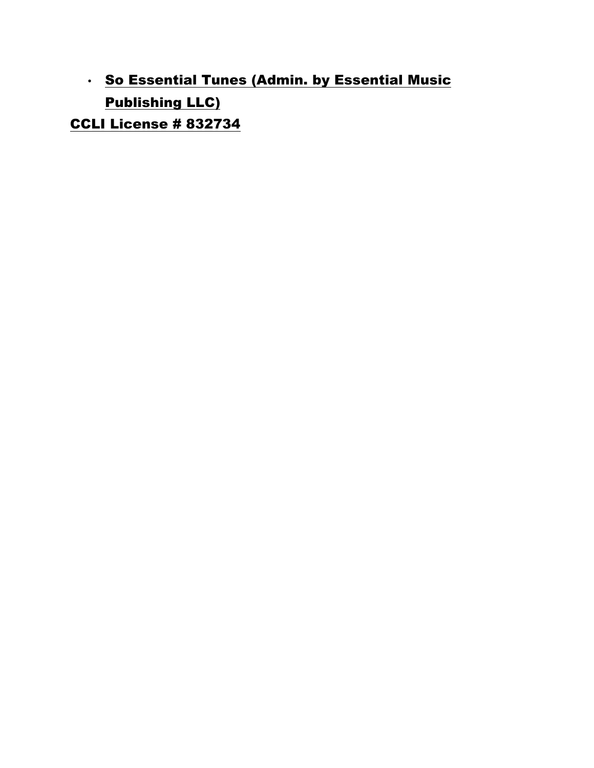- **So Essential Tunes (Admin. by Essential Music Publishing LLC)**

**CCLI License # 832734**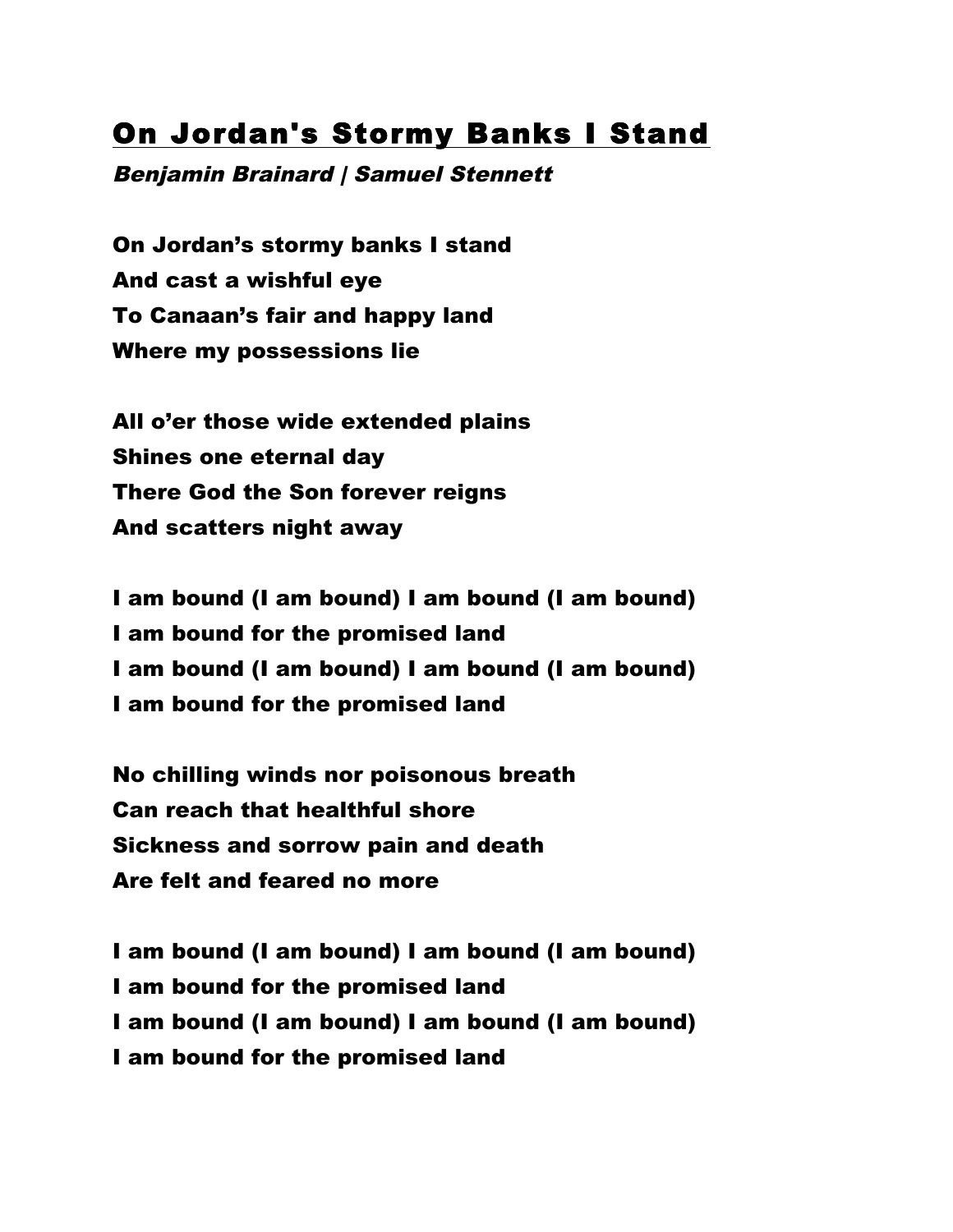## On Jordan's Stormy Banks I Stand

***Benjamin Brainard | Samuel Stennett***

**On Jordan's stormy banks I stand**
**And cast a wishful eye**
**To Canaan's fair and happy land**
**Where my possessions lie**

**All o'er those wide extended plains**
**Shines one eternal day**
**There God the Son forever reigns**
**And scatters night away**

**I am bound (I am bound) I am bound (I am bound)**
**I am bound for the promised land**
**I am bound (I am bound) I am bound (I am bound)**
**I am bound for the promised land**

**No chilling winds nor poisonous breath**
**Can reach that healthful shore**
**Sickness and sorrow pain and death**
**Are felt and feared no more**

**I am bound (I am bound) I am bound (I am bound)**
**I am bound for the promised land**
**I am bound (I am bound) I am bound (I am bound)**
**I am bound for the promised land**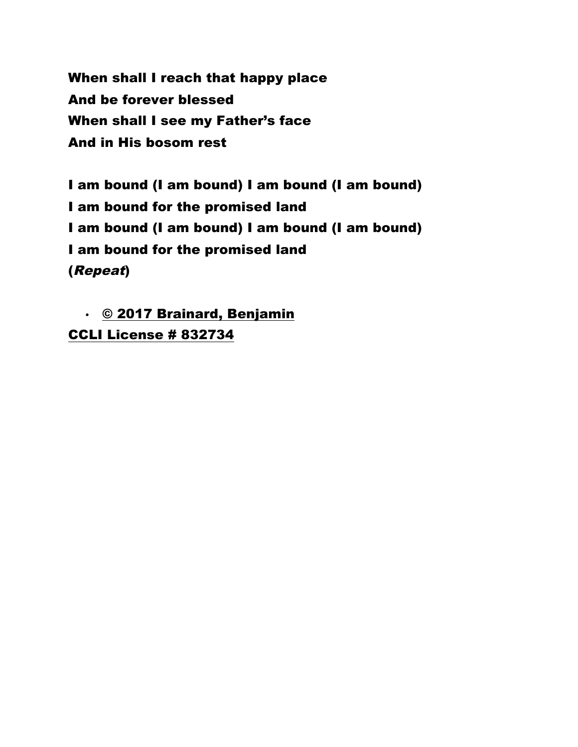**When shall I reach that happy place**
**And be forever blessed**
**When shall I see my Father's face**
**And in His bosom rest**

**I am bound (I am bound) I am bound (I am bound)**
**I am bound for the promised land**
**I am bound (I am bound) I am bound (I am bound)**
**I am bound for the promised land**
**(*Repeat*)**

- **© 2017 Brainard, Benjamin**

**CCLI License # 832734**